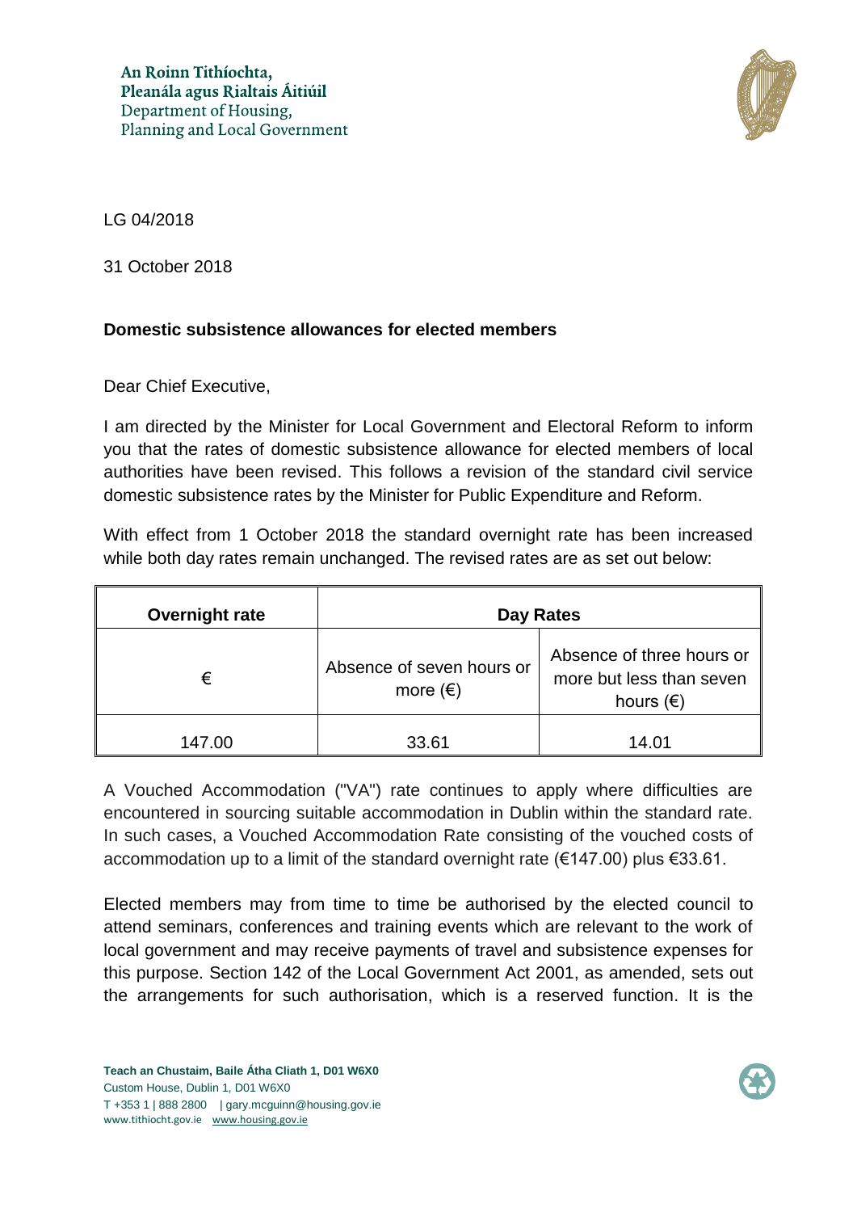An Roinn Tithíochta,
Pleanála agus Rialtais Áitiúil
Department of Housing,
Planning and Local Government

LG 04/2018

31 October 2018

**Domestic subsistence allowances for elected members**

Dear Chief Executive,

I am directed by the Minister for Local Government and Electoral Reform to inform you that the rates of domestic subsistence allowance for elected members of local authorities have been revised. This follows a revision of the standard civil service domestic subsistence rates by the Minister for Public Expenditure and Reform.

With effect from 1 October 2018 the standard overnight rate has been increased while both day rates remain unchanged. The revised rates are as set out below:

| Overnight rate | Day Rates | |
|---|---|---|
| € | Absence of seven hours or more (€) | Absence of three hours or more but less than seven hours (€) |
| 147.00 | 33.61 | 14.01 |

A Vouched Accommodation ("VA") rate continues to apply where difficulties are encountered in sourcing suitable accommodation in Dublin within the standard rate. In such cases, a Vouched Accommodation Rate consisting of the vouched costs of accommodation up to a limit of the standard overnight rate (€147.00) plus €33.61.

Elected members may from time to time be authorised by the elected council to attend seminars, conferences and training events which are relevant to the work of local government and may receive payments of travel and subsistence expenses for this purpose. Section 142 of the Local Government Act 2001, as amended, sets out the arrangements for such authorisation, which is a reserved function. It is the

**Teach an Chustaim, Baile Átha Cliath 1, D01 W6X0**
Custom House, Dublin 1, D01 W6X0
T +353 1 | 888 2800 | gary.mcguinn@housing.gov.ie
www.tithiocht.gov.ie www.housing.gov.ie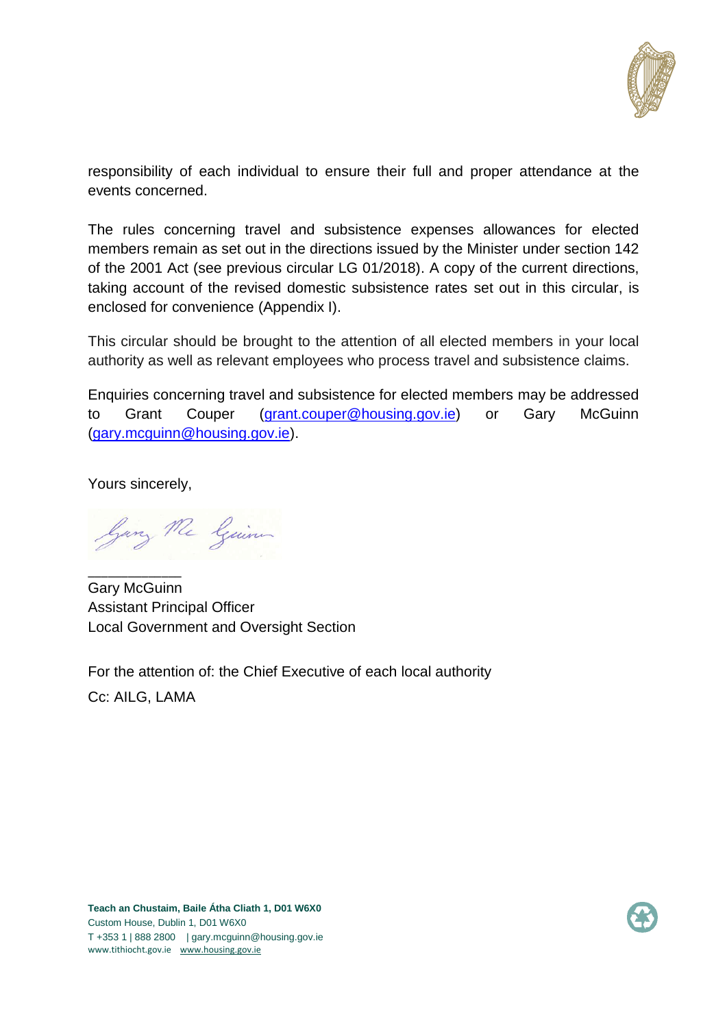responsibility of each individual to ensure their full and proper attendance at the events concerned.

The rules concerning travel and subsistence expenses allowances for elected members remain as set out in the directions issued by the Minister under section 142 of the 2001 Act (see previous circular LG 01/2018). A copy of the current directions, taking account of the revised domestic subsistence rates set out in this circular, is enclosed for convenience (Appendix I).

This circular should be brought to the attention of all elected members in your local authority as well as relevant employees who process travel and subsistence claims.

Enquiries concerning travel and subsistence for elected members may be addressed to Grant Couper (grant.couper@housing.gov.ie) or Gary McGuinn (gary.mcguinn@housing.gov.ie).

Yours sincerely,

___________
Gary McGuinn
Assistant Principal Officer
Local Government and Oversight Section

For the attention of: the Chief Executive of each local authority

Cc: AILG, LAMA

**Teach an Chustaim, Baile Átha Cliath 1, D01 W6X0**
Custom House, Dublin 1, D01 W6X0
T +353 1 | 888 2800 | gary.mcguinn@housing.gov.ie
www.tithiocht.gov.ie www.housing.gov.ie